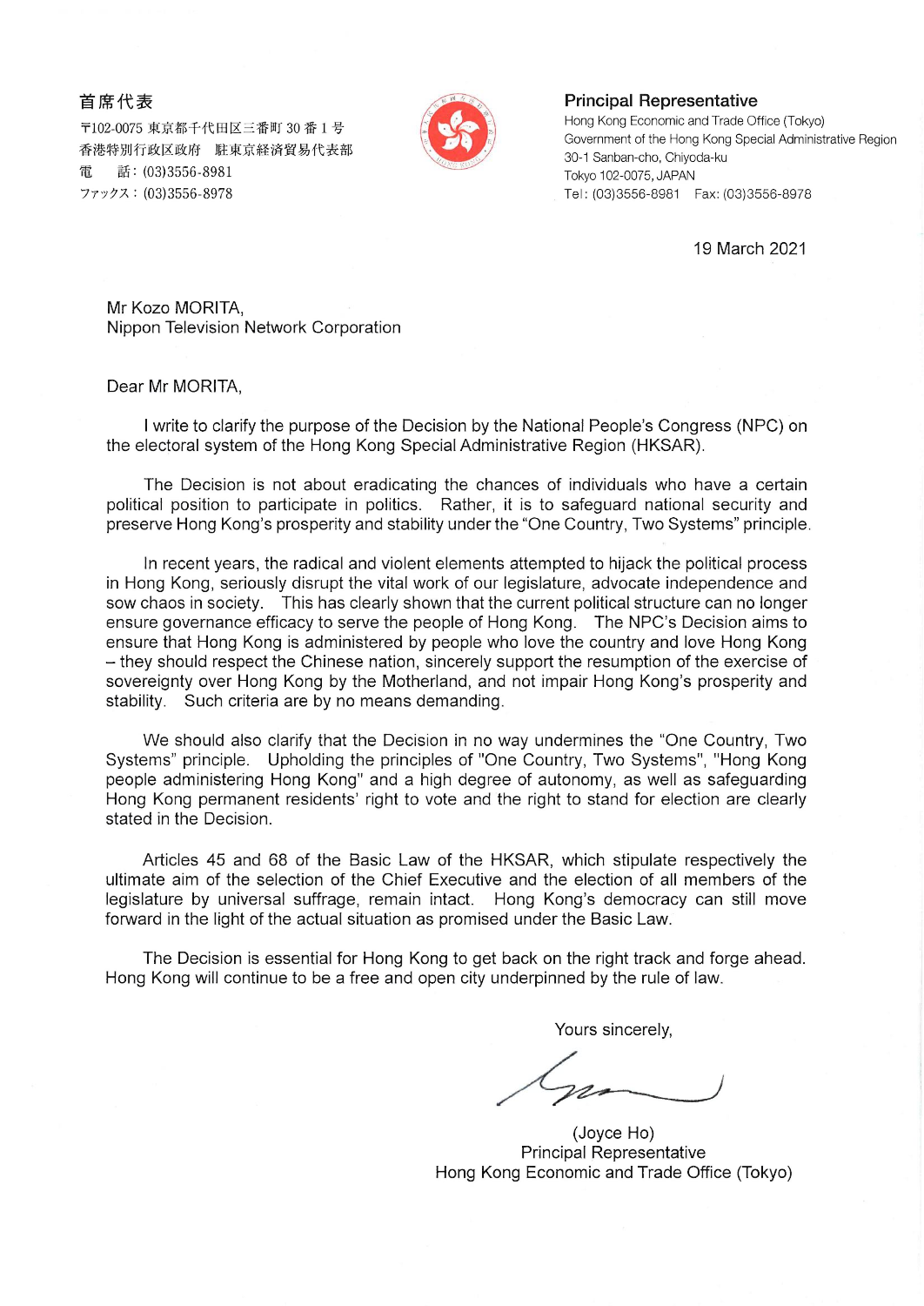首席代表
〒102-0075 東京都千代田区三番町 30 番 1 号
香港特別行政区政府　駐東京経済貿易代表部
電　話：(03)3556-8981
ファックス：(03)3556-8978

**Principal Representative**
Hong Kong Economic and Trade Office (Tokyo)
Government of the Hong Kong Special Administrative Region
30-1 Sanban-cho, Chiyoda-ku
Tokyo 102-0075, JAPAN
Tel: (03)3556-8981　Fax: (03)3556-8978

19 March 2021

Mr Kozo MORITA,
Nippon Television Network Corporation

Dear Mr MORITA,

I write to clarify the purpose of the Decision by the National People's Congress (NPC) on the electoral system of the Hong Kong Special Administrative Region (HKSAR).

The Decision is not about eradicating the chances of individuals who have a certain political position to participate in politics. Rather, it is to safeguard national security and preserve Hong Kong's prosperity and stability under the "One Country, Two Systems" principle.

In recent years, the radical and violent elements attempted to hijack the political process in Hong Kong, seriously disrupt the vital work of our legislature, advocate independence and sow chaos in society. This has clearly shown that the current political structure can no longer ensure governance efficacy to serve the people of Hong Kong. The NPC's Decision aims to ensure that Hong Kong is administered by people who love the country and love Hong Kong – they should respect the Chinese nation, sincerely support the resumption of the exercise of sovereignty over Hong Kong by the Motherland, and not impair Hong Kong's prosperity and stability. Such criteria are by no means demanding.

We should also clarify that the Decision in no way undermines the "One Country, Two Systems" principle. Upholding the principles of "One Country, Two Systems", "Hong Kong people administering Hong Kong" and a high degree of autonomy, as well as safeguarding Hong Kong permanent residents' right to vote and the right to stand for election are clearly stated in the Decision.

Articles 45 and 68 of the Basic Law of the HKSAR, which stipulate respectively the ultimate aim of the selection of the Chief Executive and the election of all members of the legislature by universal suffrage, remain intact. Hong Kong's democracy can still move forward in the light of the actual situation as promised under the Basic Law.

The Decision is essential for Hong Kong to get back on the right track and forge ahead. Hong Kong will continue to be a free and open city underpinned by the rule of law.

Yours sincerely,

(Joyce Ho)
Principal Representative
Hong Kong Economic and Trade Office (Tokyo)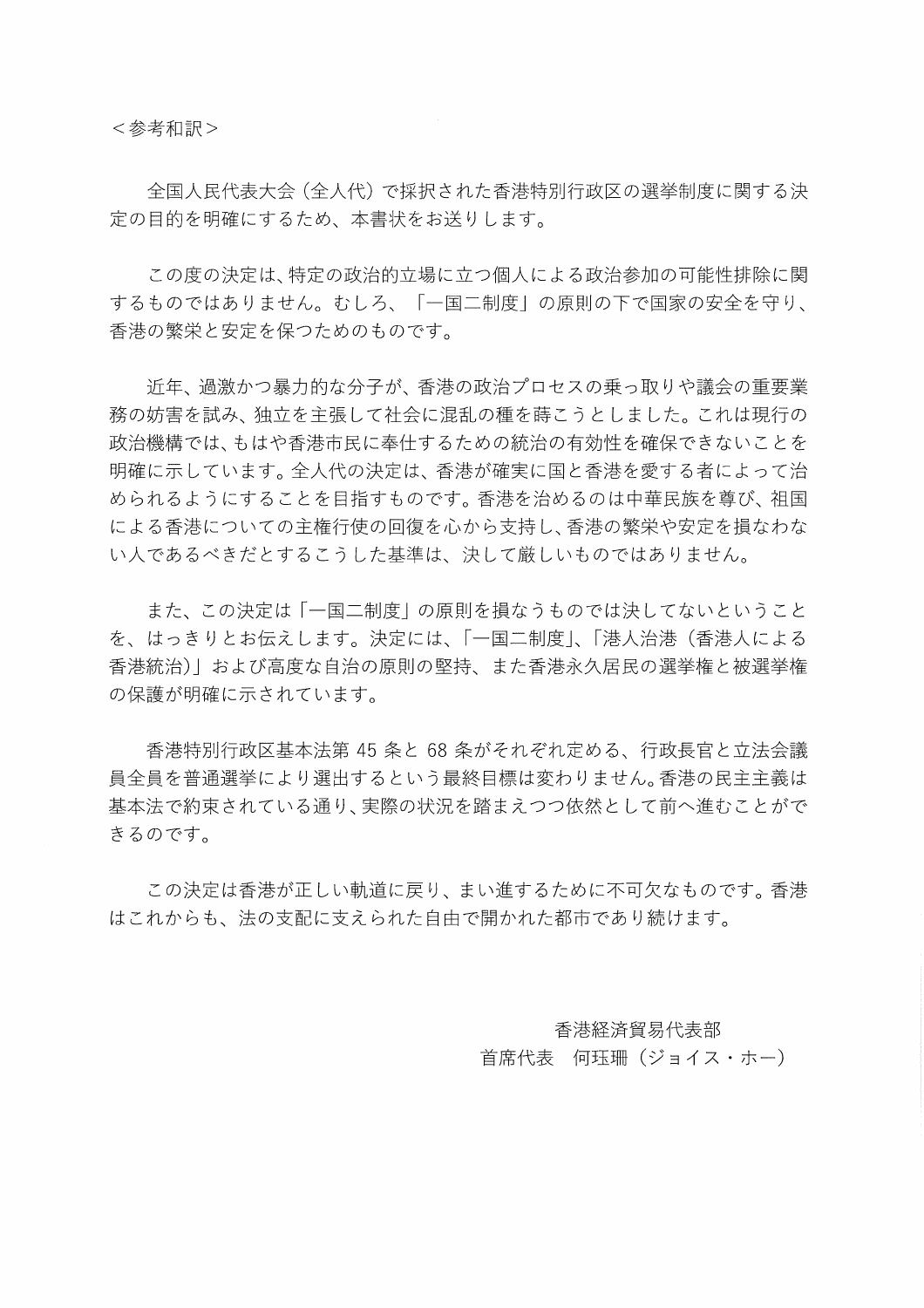＜参考和訳＞

全国人民代表大会（全人代）で採択された香港特別行政区の選挙制度に関する決定の目的を明確にするため、本書状をお送りします。

この度の決定は、特定の政治的立場に立つ個人による政治参加の可能性排除に関するものではありません。むしろ、「一国二制度」の原則の下で国家の安全を守り、香港の繁栄と安定を保つためのものです。

近年、過激かつ暴力的な分子が、香港の政治プロセスの乗っ取りや議会の重要業務の妨害を試み、独立を主張して社会に混乱の種を蒔こうとしました。これは現行の政治機構では、もはや香港市民に奉仕するための統治の有効性を確保できないことを明確に示しています。全人代の決定は、香港が確実に国と香港を愛する者によって治められるようにすることを目指すものです。香港を治めるのは中華民族を尊び、祖国による香港についての主権行使の回復を心から支持し、香港の繁栄や安定を損なわない人であるべきだとするこうした基準は、決して厳しいものではありません。

また、この決定は「一国二制度」の原則を損なうものでは決してないということを、はっきりとお伝えします。決定には、「一国二制度」、「港人治港（香港人による香港統治）」および高度な自治の原則の堅持、また香港永久居民の選挙権と被選挙権の保護が明確に示されています。

香港特別行政区基本法第 45 条と 68 条がそれぞれ定める、行政長官と立法会議員全員を普通選挙により選出するという最終目標は変わりません。香港の民主主義は基本法で約束されている通り、実際の状況を踏まえつつ依然として前へ進むことができるのです。

この決定は香港が正しい軌道に戻り、まい進するために不可欠なものです。香港はこれからも、法の支配に支えられた自由で開かれた都市であり続けます。

香港経済貿易代表部
首席代表　何玨珊（ジョイス・ホー）